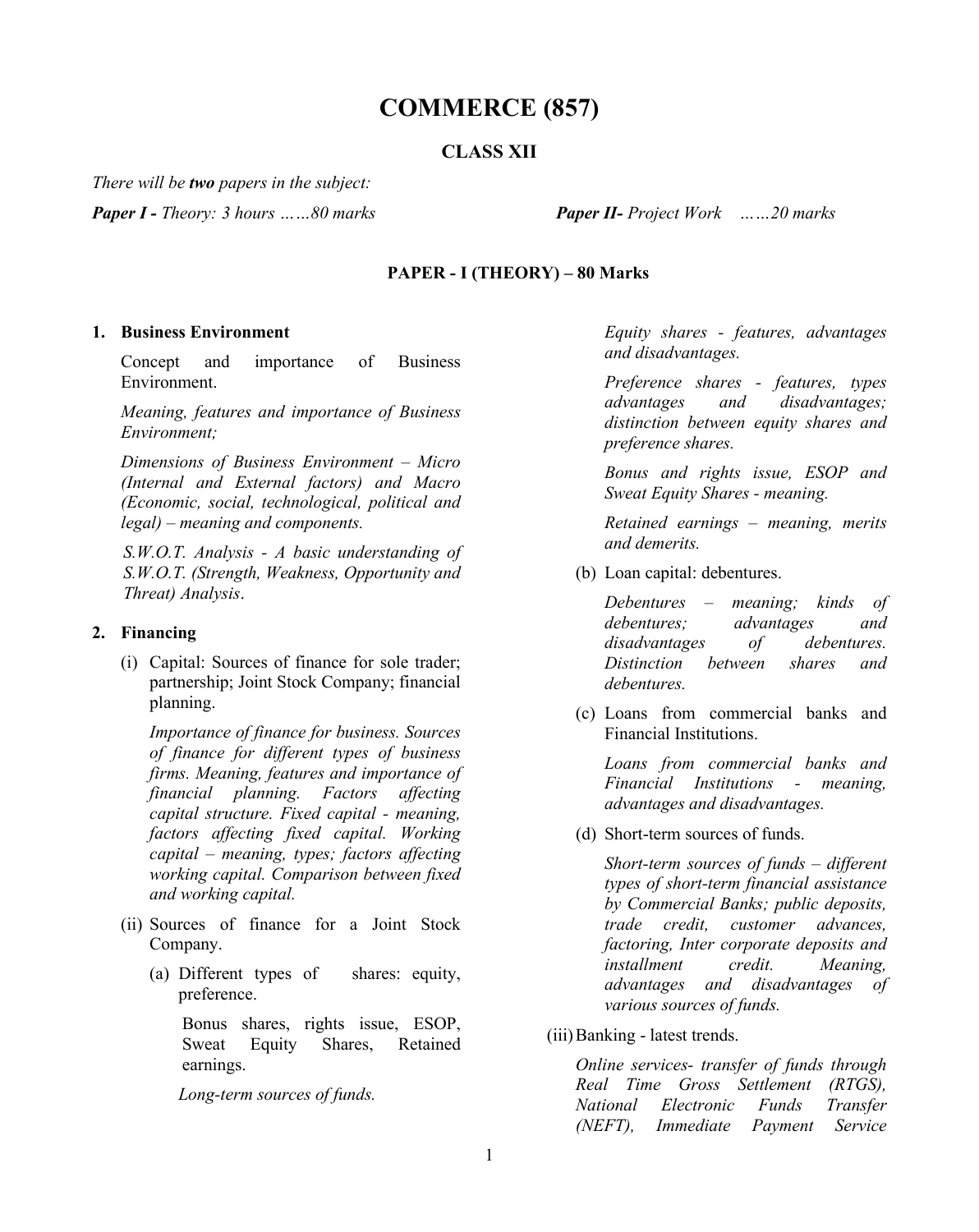# COMMERCE (857)

## CLASS XII

*There will be* ***two*** *papers in the subject:*

***Paper I -*** *Theory: 3 hours ……80 marks* ***Paper II-*** *Project Work ……20 marks*

### PAPER - I (THEORY) – 80 Marks

**1. Business Environment**

Concept and importance of Business Environment.

*Meaning, features and importance of Business Environment;*

*Dimensions of Business Environment – Micro (Internal and External factors) and Macro (Economic, social, technological, political and legal) – meaning and components.*

*S.W.O.T. Analysis - A basic understanding of S.W.O.T. (Strength, Weakness, Opportunity and Threat) Analysis*.

**2. Financing**

(i) Capital: Sources of finance for sole trader; partnership; Joint Stock Company; financial planning.

*Importance of finance for business. Sources of finance for different types of business firms. Meaning, features and importance of financial planning. Factors affecting capital structure. Fixed capital - meaning, factors affecting fixed capital. Working capital – meaning, types; factors affecting working capital. Comparison between fixed and working capital.*

(ii) Sources of finance for a Joint Stock Company.

(a) Different types of shares: equity, preference.

Bonus shares, rights issue, ESOP, Sweat Equity Shares, Retained earnings.

*Long-term sources of funds.*

*Equity shares - features, advantages and disadvantages.*

*Preference shares - features, types advantages and disadvantages; distinction between equity shares and preference shares.*

*Bonus and rights issue, ESOP and Sweat Equity Shares - meaning.*

*Retained earnings – meaning, merits and demerits.*

(b) Loan capital: debentures.

*Debentures – meaning; kinds of debentures; advantages and disadvantages of debentures. Distinction between shares and debentures.*

(c) Loans from commercial banks and Financial Institutions.

*Loans from commercial banks and Financial Institutions - meaning, advantages and disadvantages.*

(d) Short-term sources of funds.

*Short-term sources of funds – different types of short-term financial assistance by Commercial Banks; public deposits, trade credit, customer advances, factoring, Inter corporate deposits and installment credit. Meaning, advantages and disadvantages of various sources of funds.*

(iii) Banking - latest trends.

*Online services- transfer of funds through Real Time Gross Settlement (RTGS), National Electronic Funds Transfer (NEFT), Immediate Payment Service*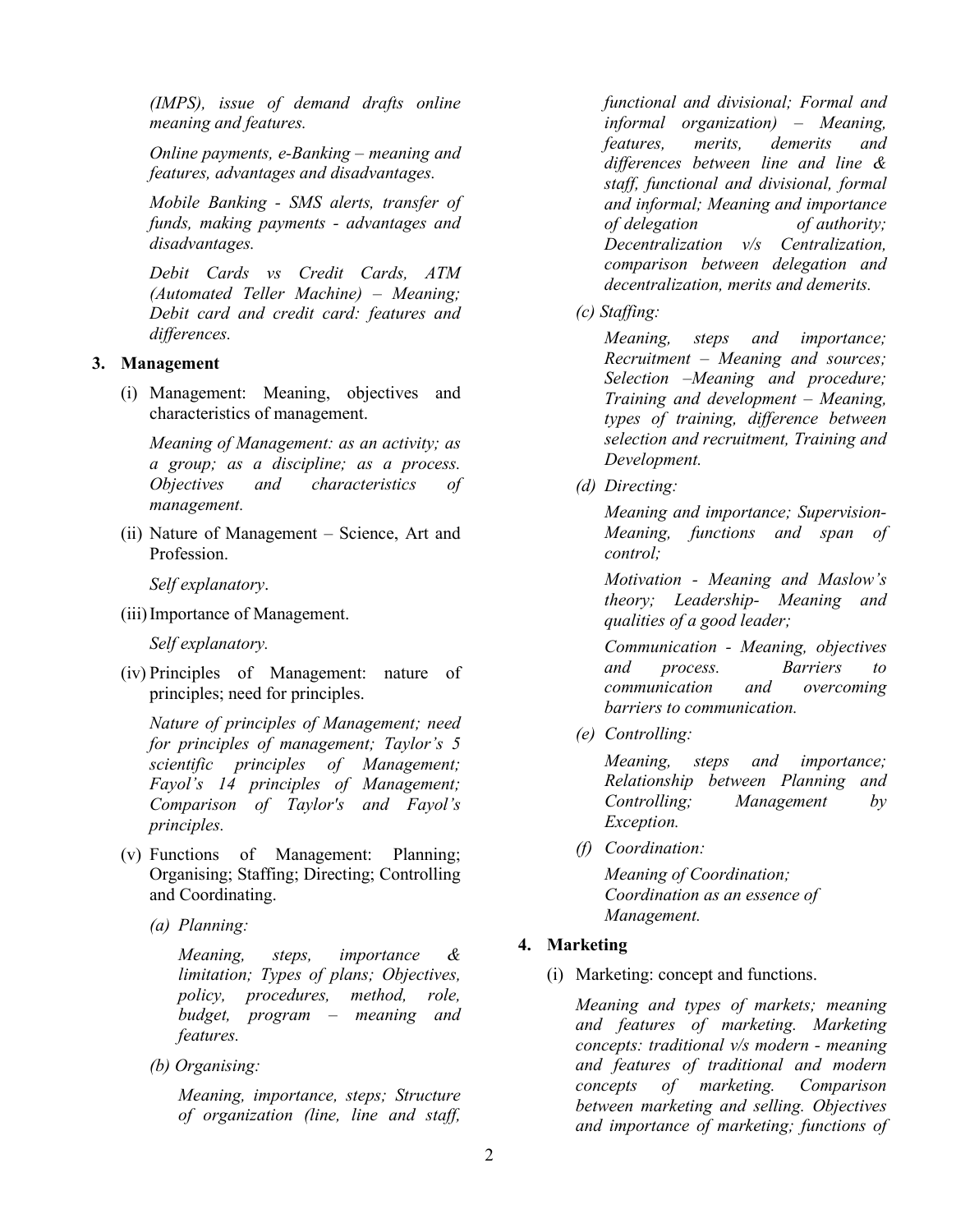*(IMPS), issue of demand drafts online meaning and features.*

*Online payments, e-Banking – meaning and features, advantages and disadvantages.*

*Mobile Banking - SMS alerts, transfer of funds, making payments - advantages and disadvantages.*

*Debit Cards vs Credit Cards, ATM (Automated Teller Machine) – Meaning; Debit card and credit card: features and differences.*

**3. Management**

(i) Management: Meaning, objectives and characteristics of management.

*Meaning of Management: as an activity; as a group; as a discipline; as a process. Objectives and characteristics of management.*

(ii) Nature of Management – Science, Art and Profession.

*Self explanatory*.

(iii) Importance of Management.

*Self explanatory.*

(iv) Principles of Management: nature of principles; need for principles.

*Nature of principles of Management; need for principles of management; Taylor's 5 scientific principles of Management; Fayol's 14 principles of Management; Comparison of Taylor's and Fayol's principles.*

(v) Functions of Management: Planning; Organising; Staffing; Directing; Controlling and Coordinating.

*(a) Planning:*

*Meaning, steps, importance & limitation; Types of plans; Objectives, policy, procedures, method, role, budget, program – meaning and features.*

*(b) Organising:*

*Meaning, importance, steps; Structure of organization (line, line and staff, functional and divisional; Formal and informal organization) – Meaning, features, merits, demerits and differences between line and line & staff, functional and divisional, formal and informal; Meaning and importance of delegation of authority; Decentralization v/s Centralization, comparison between delegation and decentralization, merits and demerits.*

*(c) Staffing:*

*Meaning, steps and importance; Recruitment – Meaning and sources; Selection –Meaning and procedure; Training and development – Meaning, types of training, difference between selection and recruitment, Training and Development.*

*(d) Directing:*

*Meaning and importance; Supervision- Meaning, functions and span of control;*

*Motivation - Meaning and Maslow's theory; Leadership- Meaning and qualities of a good leader;*

*Communication - Meaning, objectives and process. Barriers to communication and overcoming barriers to communication.*

*(e) Controlling:*

*Meaning, steps and importance; Relationship between Planning and Controlling; Management by Exception.*

*(f) Coordination:*

*Meaning of Coordination; Coordination as an essence of Management.*

**4. Marketing**

(i) Marketing: concept and functions.

*Meaning and types of markets; meaning and features of marketing. Marketing concepts: traditional v/s modern - meaning and features of traditional and modern concepts of marketing. Comparison between marketing and selling. Objectives and importance of marketing; functions of*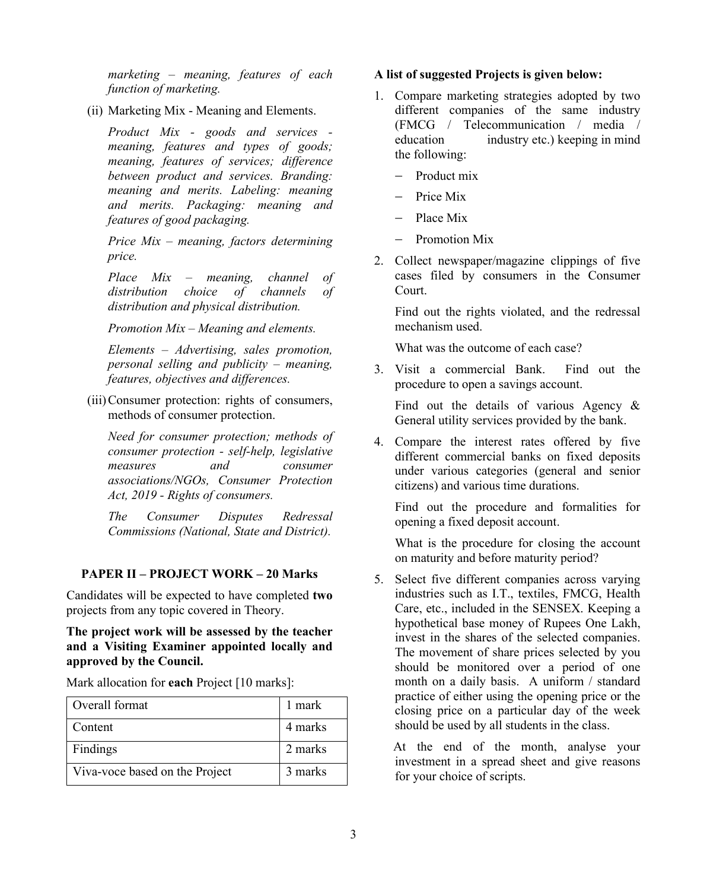*marketing – meaning, features of each function of marketing.*

(ii) Marketing Mix - Meaning and Elements.

*Product Mix - goods and services - meaning, features and types of goods; meaning, features of services; difference between product and services. Branding: meaning and merits. Labeling: meaning and merits. Packaging: meaning and features of good packaging.*

*Price Mix – meaning, factors determining price.*

*Place Mix – meaning, channel of distribution choice of channels of distribution and physical distribution.*

*Promotion Mix – Meaning and elements.*

*Elements – Advertising, sales promotion, personal selling and publicity – meaning, features, objectives and differences.*

(iii) Consumer protection: rights of consumers, methods of consumer protection.

*Need for consumer protection; methods of consumer protection - self-help, legislative measures and consumer associations/NGOs, Consumer Protection Act, 2019 - Rights of consumers.*

*The Consumer Disputes Redressal Commissions (National, State and District).*

## PAPER II – PROJECT WORK – 20 Marks

Candidates will be expected to have completed **two** projects from any topic covered in Theory.

**The project work will be assessed by the teacher and a Visiting Examiner appointed locally and approved by the Council.**

Mark allocation for **each** Project [10 marks]:

| Overall format | 1 mark |
|---|---|
| Content | 4 marks |
| Findings | 2 marks |
| Viva-voce based on the Project | 3 marks |

**A list of suggested Projects is given below:**

1. Compare marketing strategies adopted by two different companies of the same industry (FMCG / Telecommunication / media / education industry etc.) keeping in mind the following:
   - Product mix
   - Price Mix
   - Place Mix
   - Promotion Mix
2. Collect newspaper/magazine clippings of five cases filed by consumers in the Consumer Court.

   Find out the rights violated, and the redressal mechanism used.

   What was the outcome of each case?
3. Visit a commercial Bank. Find out the procedure to open a savings account.

   Find out the details of various Agency & General utility services provided by the bank.
4. Compare the interest rates offered by five different commercial banks on fixed deposits under various categories (general and senior citizens) and various time durations.

   Find out the procedure and formalities for opening a fixed deposit account.

   What is the procedure for closing the account on maturity and before maturity period?
5. Select five different companies across varying industries such as I.T., textiles, FMCG, Health Care, etc., included in the SENSEX. Keeping a hypothetical base money of Rupees One Lakh, invest in the shares of the selected companies. The movement of share prices selected by you should be monitored over a period of one month on a daily basis. A uniform / standard practice of either using the opening price or the closing price on a particular day of the week should be used by all students in the class.

   At the end of the month, analyse your investment in a spread sheet and give reasons for your choice of scripts.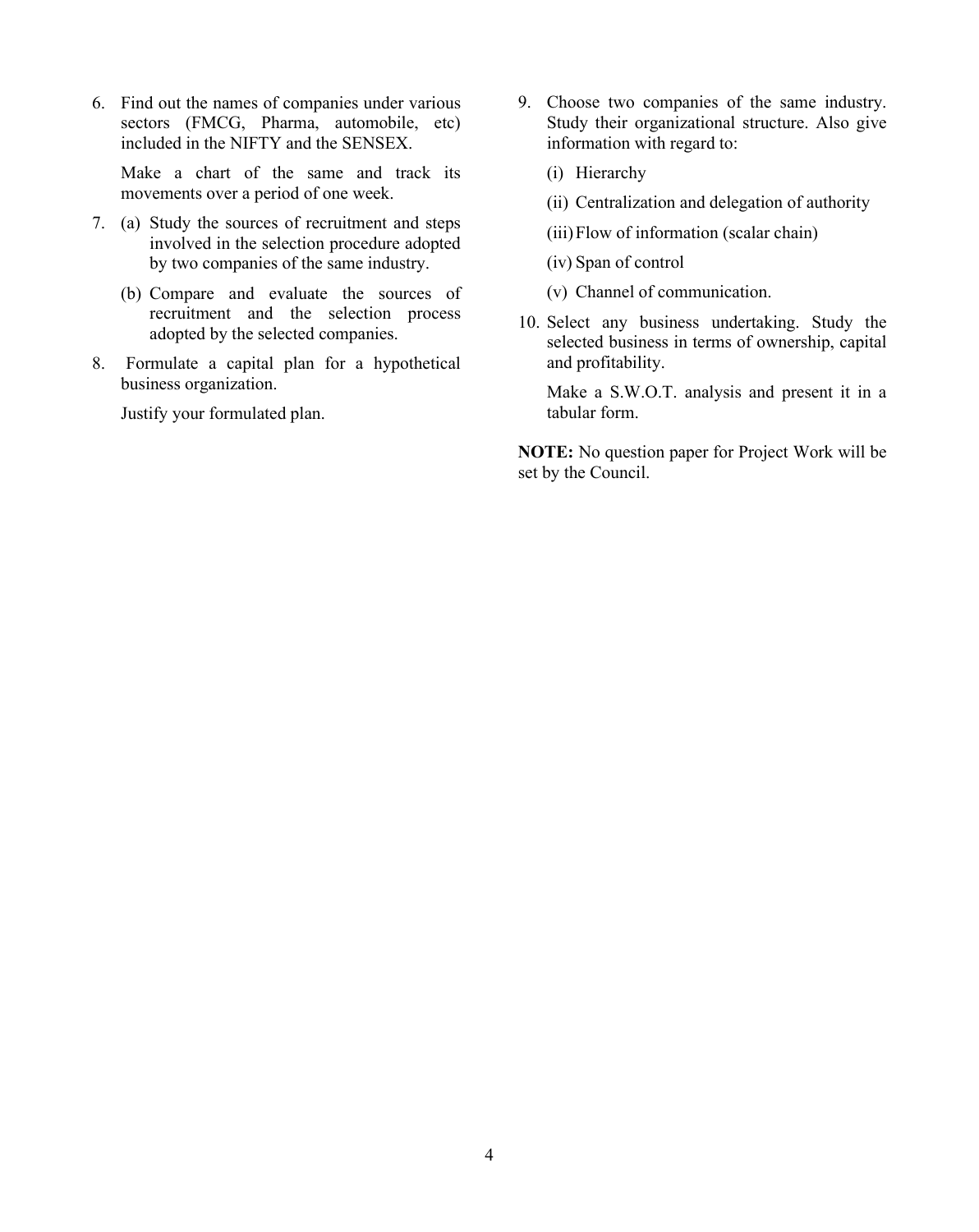6. Find out the names of companies under various sectors (FMCG, Pharma, automobile, etc) included in the NIFTY and the SENSEX.

   Make a chart of the same and track its movements over a period of one week.

7. (a) Study the sources of recruitment and steps involved in the selection procedure adopted by two companies of the same industry.

   (b) Compare and evaluate the sources of recruitment and the selection process adopted by the selected companies.

8. Formulate a capital plan for a hypothetical business organization.

   Justify your formulated plan.

9. Choose two companies of the same industry. Study their organizational structure. Also give information with regard to:

   (i) Hierarchy

   (ii) Centralization and delegation of authority

   (iii) Flow of information (scalar chain)

   (iv) Span of control

   (v) Channel of communication.

10. Select any business undertaking. Study the selected business in terms of ownership, capital and profitability.

    Make a S.W.O.T. analysis and present it in a tabular form.

**NOTE:** No question paper for Project Work will be set by the Council.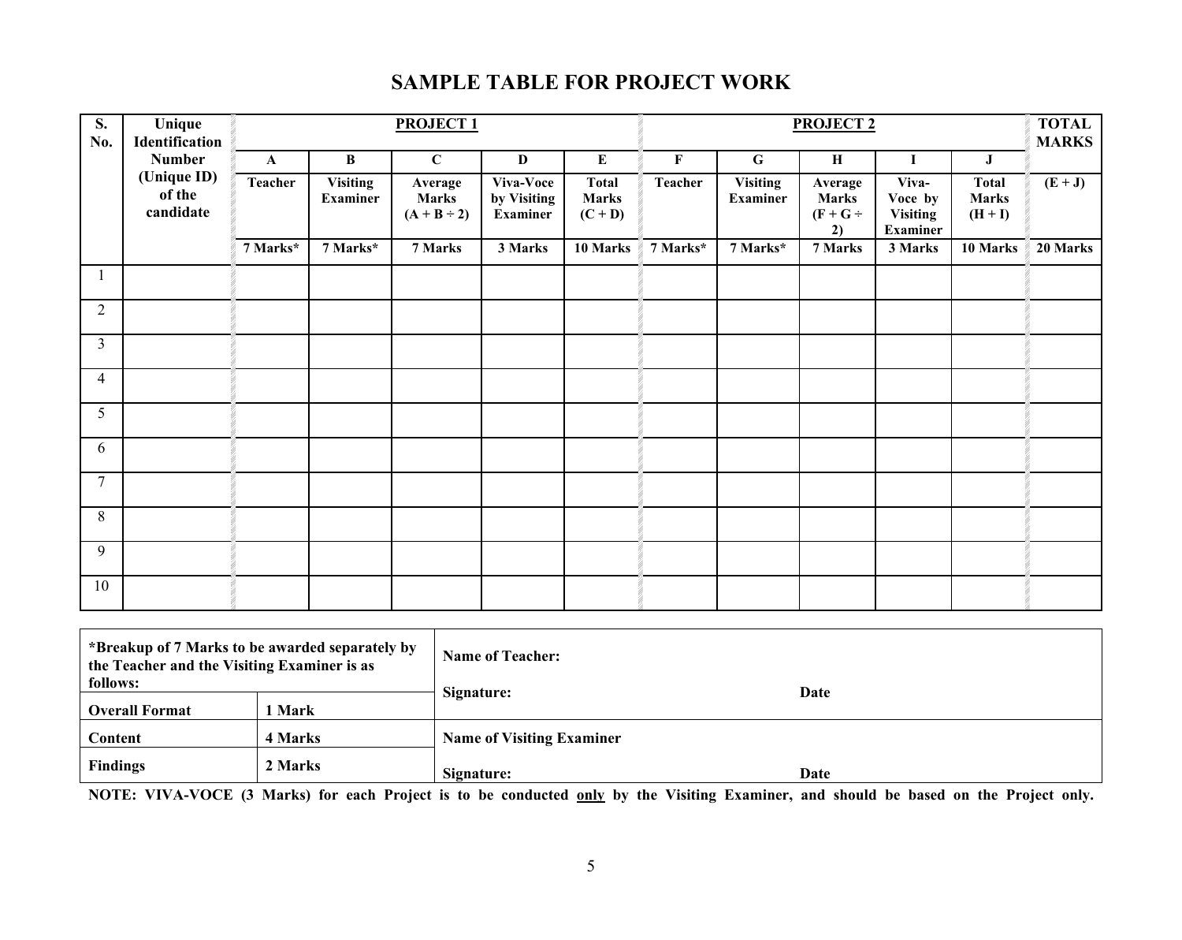# SAMPLE TABLE FOR PROJECT WORK

| S. No. | Unique Identification Number (Unique ID) of the candidate | PROJECT 1 | | | | | PROJECT 2 | | | | | TOTAL MARKS |
|---|---|---|---|---|---|---|---|---|---|---|---|---|
| | | A | B | C | D | E | F | G | H | I | J | |
| | | Teacher | Visiting Examiner | Average Marks (A + B ÷ 2) | Viva-Voce by Visiting Examiner | Total Marks (C + D) | Teacher | Visiting Examiner | Average Marks (F + G ÷ 2) | Viva-Voce by Visiting Examiner | Total Marks (H + I) | (E + J) |
| | | 7 Marks* | 7 Marks* | 7 Marks | 3 Marks | 10 Marks | 7 Marks* | 7 Marks* | 7 Marks | 3 Marks | 10 Marks | 20 Marks |
| 1 | | | | | | | | | | | | |
| 2 | | | | | | | | | | | | |
| 3 | | | | | | | | | | | | |
| 4 | | | | | | | | | | | | |
| 5 | | | | | | | | | | | | |
| 6 | | | | | | | | | | | | |
| 7 | | | | | | | | | | | | |
| 8 | | | | | | | | | | | | |
| 9 | | | | | | | | | | | | |
| 10 | | | | | | | | | | | | |

| *Breakup of 7 Marks to be awarded separately by the Teacher and the Visiting Examiner is as follows: | | |
|---|---|---|
| Overall Format | 1 Mark | **Name of Teacher:** <br> **Signature:** **Date** |
| Content | 4 Marks | **Name of Visiting Examiner** |
| Findings | 2 Marks | **Signature:** **Date** |

**NOTE: VIVA-VOCE (3 Marks) for each Project is to be conducted only by the Visiting Examiner, and should be based on the Project only.**